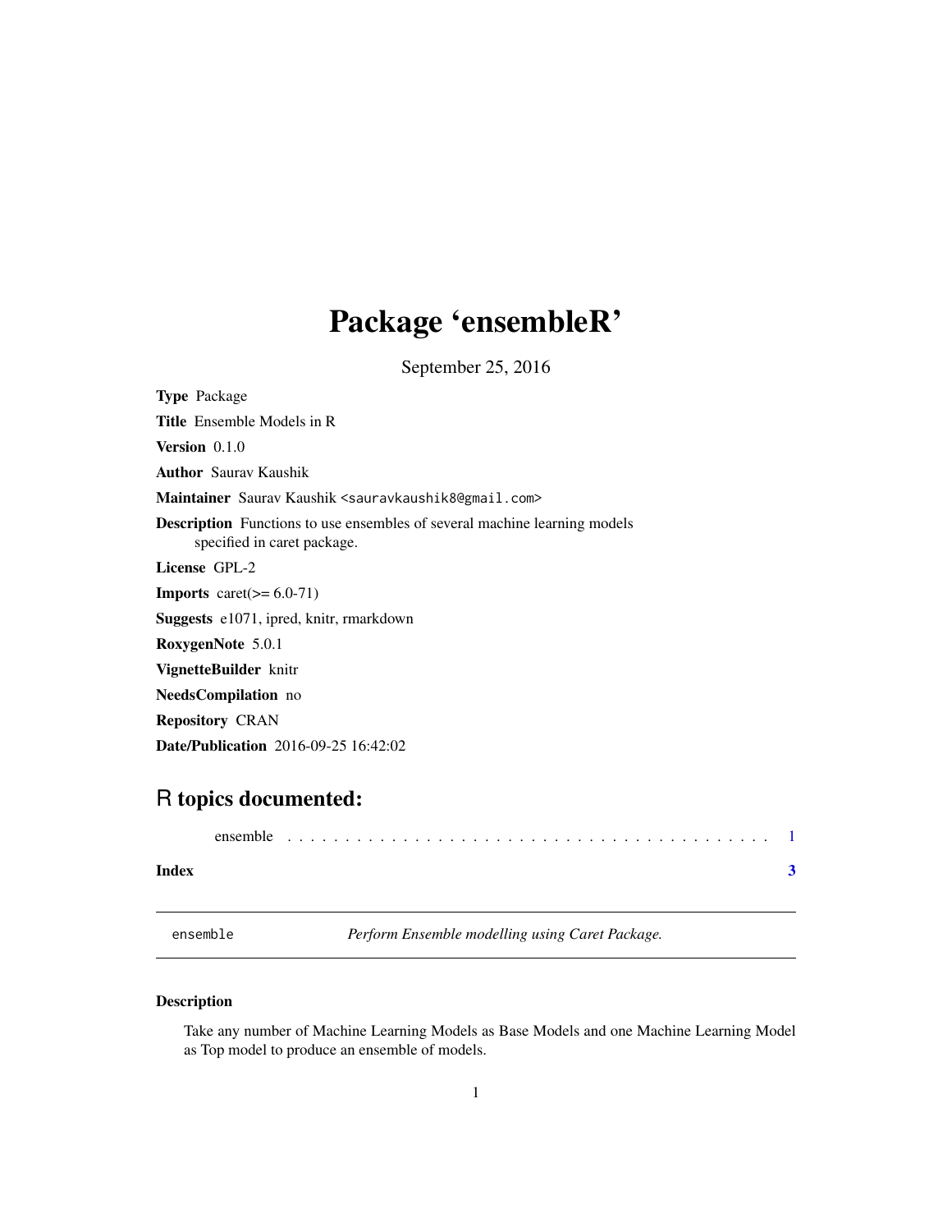# Package 'ensembleR'

September 25, 2016

**Type** Package

**Title** Ensemble Models in R

**Version** 0.1.0

**Author** Saurav Kaushik

**Maintainer** Saurav Kaushik <sauravkaushik8@gmail.com>

**Description** Functions to use ensembles of several machine learning models specified in caret package.

**License** GPL-2

**Imports** caret(>= 6.0-71)

**Suggests** e1071, ipred, knitr, rmarkdown

**RoxygenNote** 5.0.1

**VignetteBuilder** knitr

**NeedsCompilation** no

**Repository** CRAN

**Date/Publication** 2016-09-25 16:42:02

## R topics documented:

ensemble . . . . . . . . . . . . . . . . . . . . . . . . . . . . . . . . . . . . . . . . . . 1

**Index** **3**

---

`ensemble` *Perform Ensemble modelling using Caret Package.*

---

### Description

Take any number of Machine Learning Models as Base Models and one Machine Learning Model as Top model to produce an ensemble of models.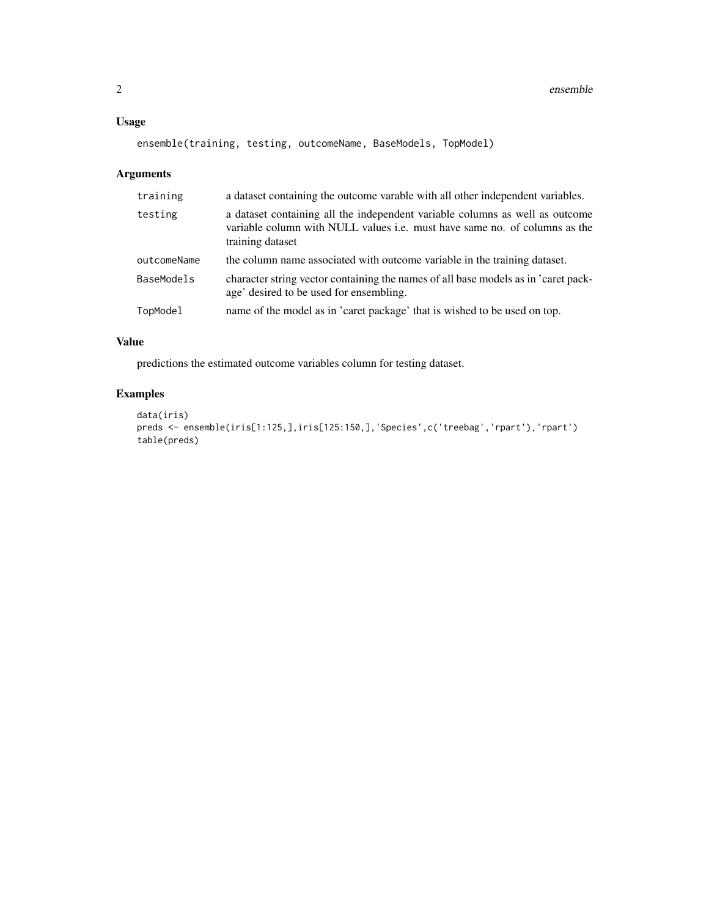## Usage

```
ensemble(training, testing, outcomeName, BaseModels, TopModel)
```

## Arguments

| | |
|---|---|
| training | a dataset containing the outcome varable with all other independent variables. |
| testing | a dataset containing all the independent variable columns as well as outcome variable column with NULL values i.e. must have same no. of columns as the training dataset |
| outcomeName | the column name associated with outcome variable in the training dataset. |
| BaseModels | character string vector containing the names of all base models as in 'caret package' desired to be used for ensembling. |
| TopModel | name of the model as in 'caret package' that is wished to be used on top. |

## Value

predictions the estimated outcome variables column for testing dataset.

## Examples

```
data(iris)
preds <- ensemble(iris[1:125,],iris[125:150,],'Species',c('treebag','rpart'),'rpart')
table(preds)
```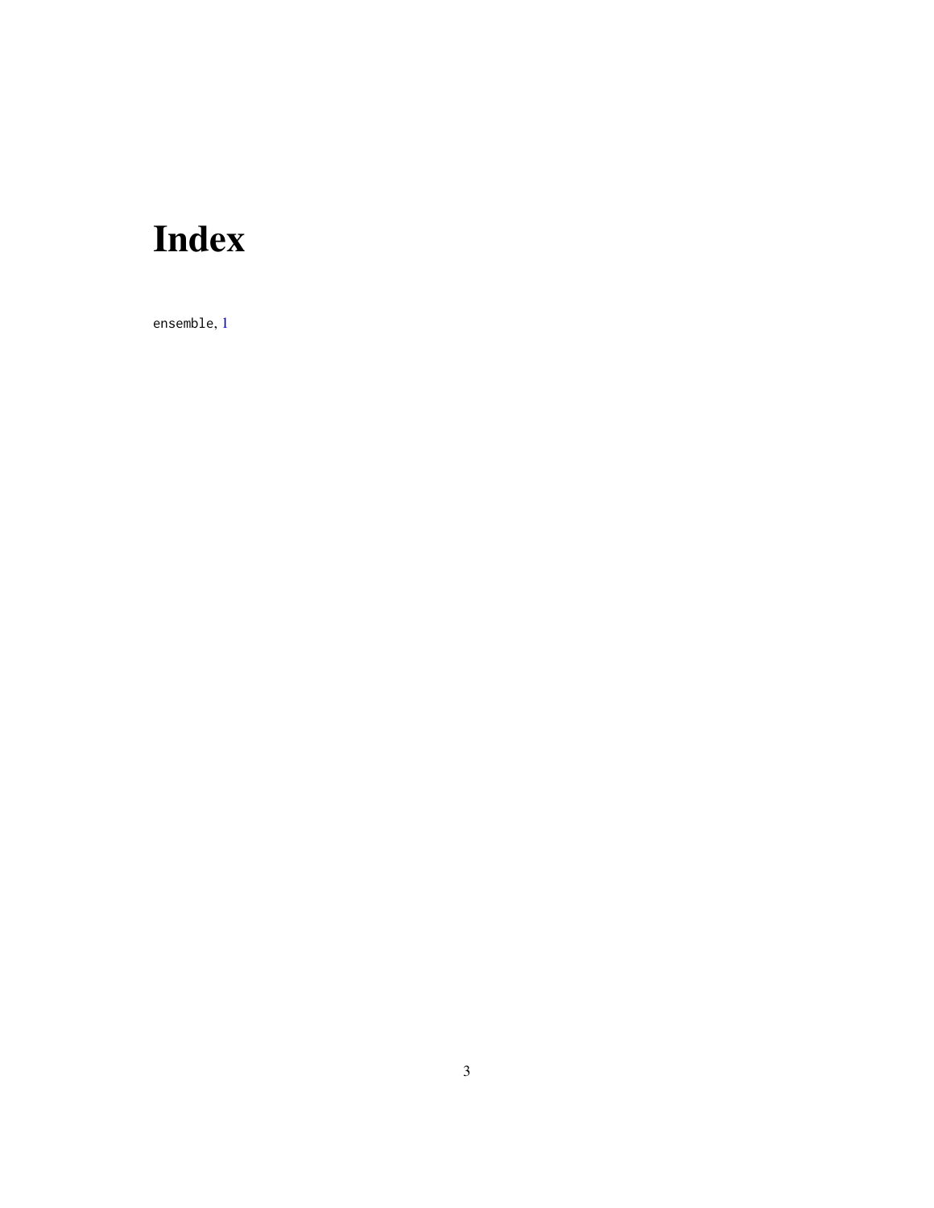# Index

`ensemble`, 1